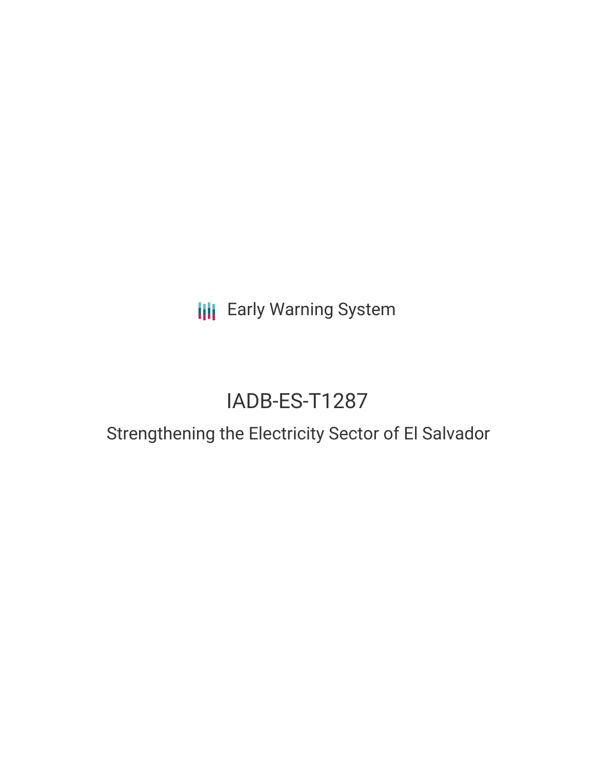Early Warning System

# IADB-ES-T1287

## Strengthening the Electricity Sector of El Salvador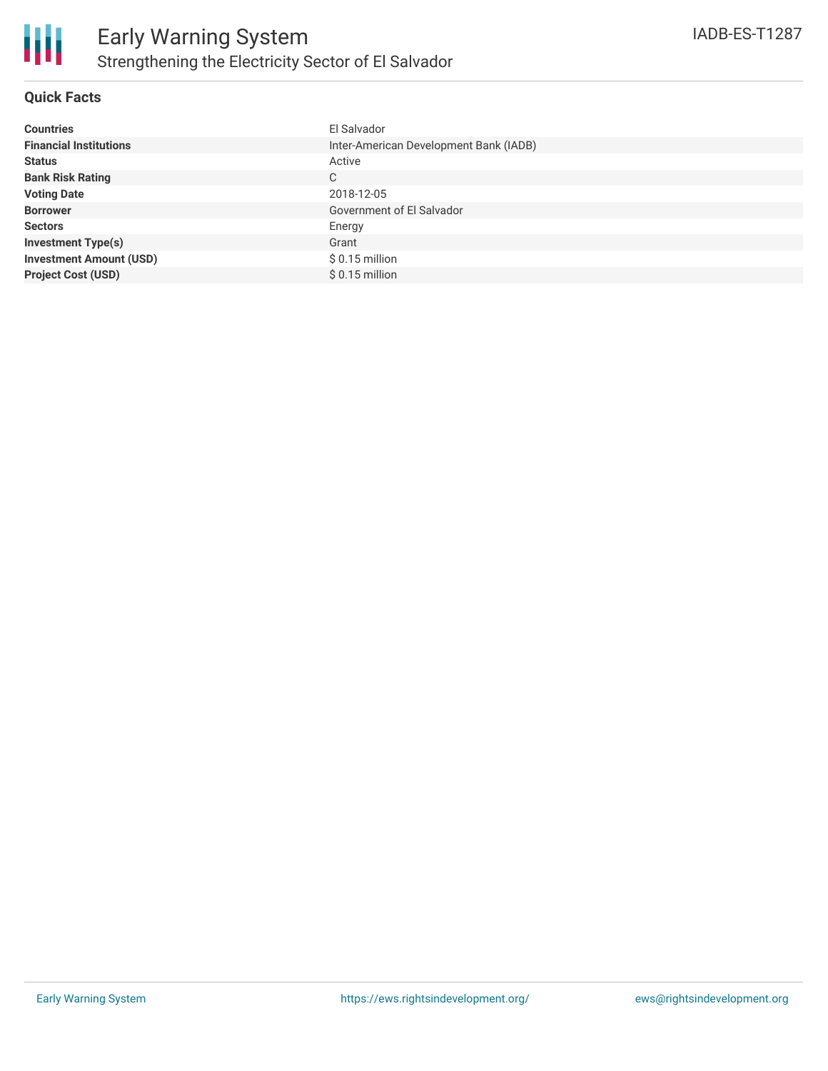# Early Warning System

## Strengthening the Electricity Sector of El Salvador

IADB-ES-T1287

### Quick Facts

| | |
|---|---|
| **Countries** | El Salvador |
| **Financial Institutions** | Inter-American Development Bank (IADB) |
| **Status** | Active |
| **Bank Risk Rating** | C |
| **Voting Date** | 2018-12-05 |
| **Borrower** | Government of El Salvador |
| **Sectors** | Energy |
| **Investment Type(s)** | Grant |
| **Investment Amount (USD)** | $ 0.15 million |
| **Project Cost (USD)** | $ 0.15 million |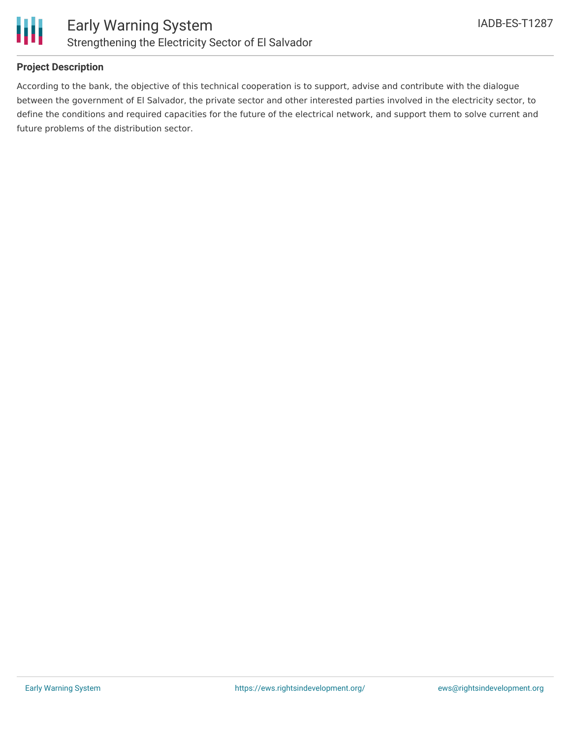## Project Description

According to the bank, the objective of this technical cooperation is to support, advise and contribute with the dialogue between the government of El Salvador, the private sector and other interested parties involved in the electricity sector, to define the conditions and required capacities for the future of the electrical network, and support them to solve current and future problems of the distribution sector.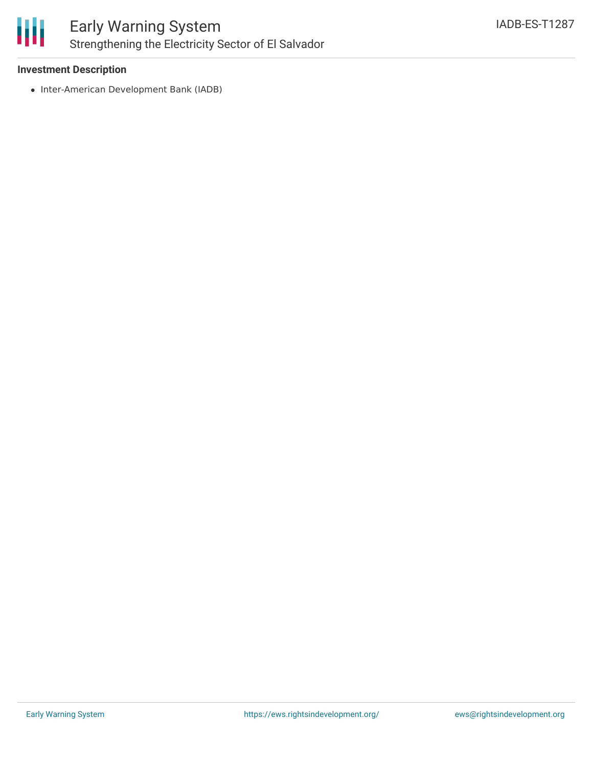**Investment Description**

- Inter-American Development Bank (IADB)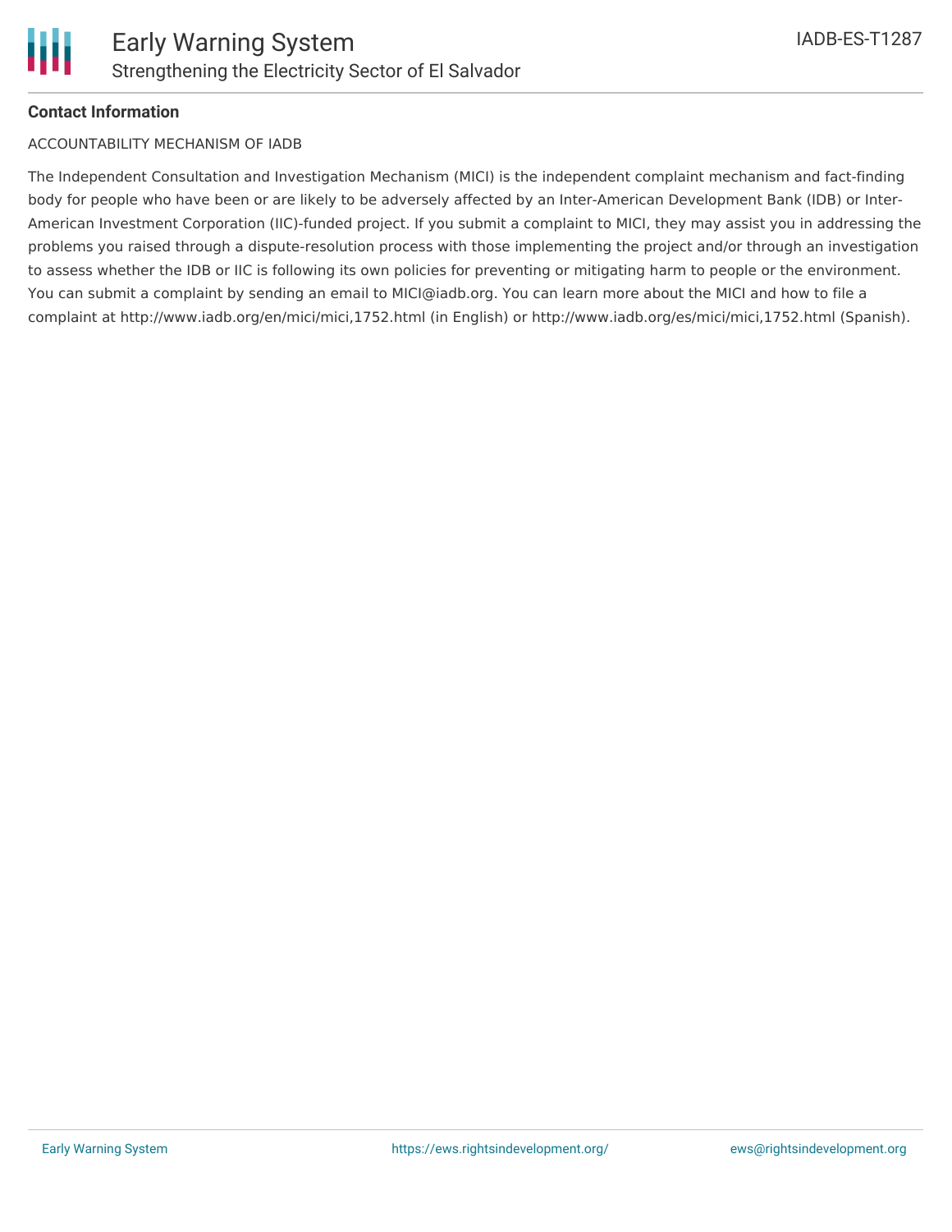**Contact Information**

ACCOUNTABILITY MECHANISM OF IADB

The Independent Consultation and Investigation Mechanism (MICI) is the independent complaint mechanism and fact-finding body for people who have been or are likely to be adversely affected by an Inter-American Development Bank (IDB) or Inter-American Investment Corporation (IIC)-funded project. If you submit a complaint to MICI, they may assist you in addressing the problems you raised through a dispute-resolution process with those implementing the project and/or through an investigation to assess whether the IDB or IIC is following its own policies for preventing or mitigating harm to people or the environment. You can submit a complaint by sending an email to MICI@iadb.org. You can learn more about the MICI and how to file a complaint at http://www.iadb.org/en/mici/mici,1752.html (in English) or http://www.iadb.org/es/mici/mici,1752.html (Spanish).